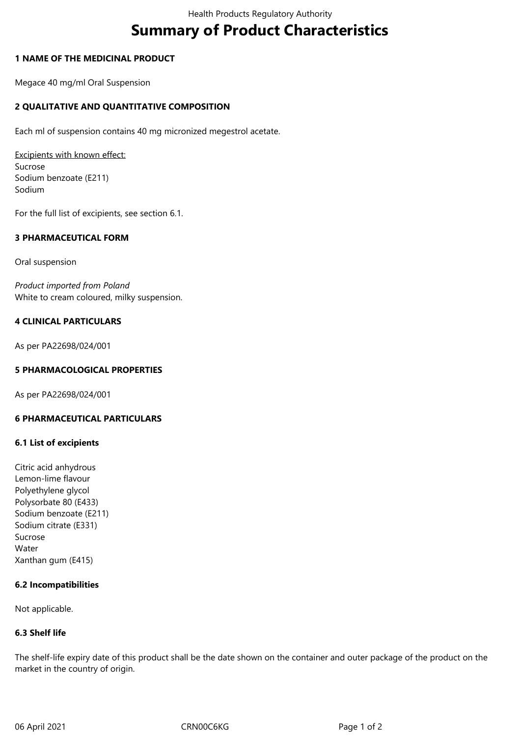# Summary of Product Characteristics

## 1 NAME OF THE MEDICINAL PRODUCT

Megace 40 mg/ml Oral Suspension

## 2 QUALITATIVE AND QUANTITATIVE COMPOSITION

Each ml of suspension contains 40 mg micronized megestrol acetate.

Excipients with known effect:
Sucrose
Sodium benzoate (E211)
Sodium

For the full list of excipients, see section 6.1.

## 3 PHARMACEUTICAL FORM

Oral suspension

*Product imported from Poland*
White to cream coloured, milky suspension.

## 4 CLINICAL PARTICULARS

As per PA22698/024/001

## 5 PHARMACOLOGICAL PROPERTIES

As per PA22698/024/001

## 6 PHARMACEUTICAL PARTICULARS

### 6.1 List of excipients

Citric acid anhydrous
Lemon-lime flavour
Polyethylene glycol
Polysorbate 80 (E433)
Sodium benzoate (E211)
Sodium citrate (E331)
Sucrose
Water
Xanthan gum (E415)

### 6.2 Incompatibilities

Not applicable.

### 6.3 Shelf life

The shelf-life expiry date of this product shall be the date shown on the container and outer package of the product on the market in the country of origin.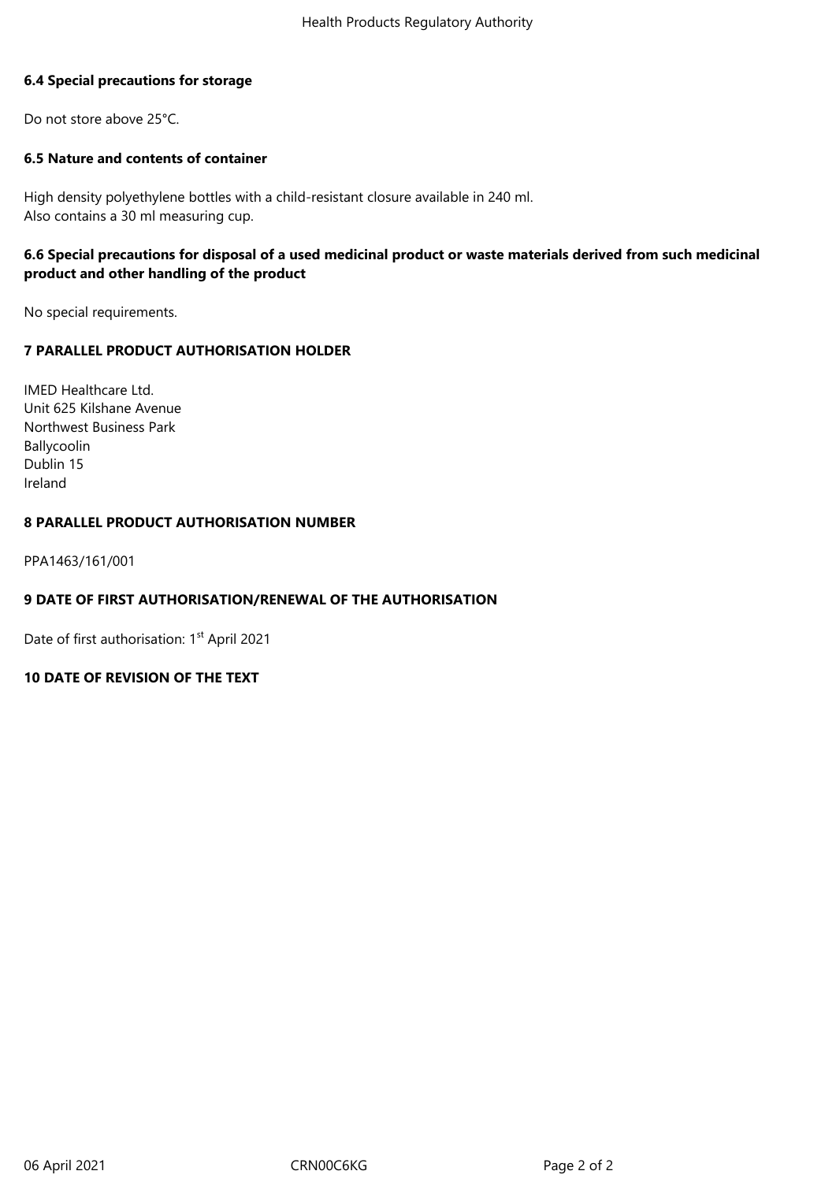### 6.4 Special precautions for storage

Do not store above 25°C.

### 6.5 Nature and contents of container

High density polyethylene bottles with a child-resistant closure available in 240 ml.
Also contains a 30 ml measuring cup.

### 6.6 Special precautions for disposal of a used medicinal product or waste materials derived from such medicinal product and other handling of the product

No special requirements.

## 7 PARALLEL PRODUCT AUTHORISATION HOLDER

IMED Healthcare Ltd.
Unit 625 Kilshane Avenue
Northwest Business Park
Ballycoolin
Dublin 15
Ireland

## 8 PARALLEL PRODUCT AUTHORISATION NUMBER

PPA1463/161/001

## 9 DATE OF FIRST AUTHORISATION/RENEWAL OF THE AUTHORISATION

Date of first authorisation: 1st April 2021

## 10 DATE OF REVISION OF THE TEXT